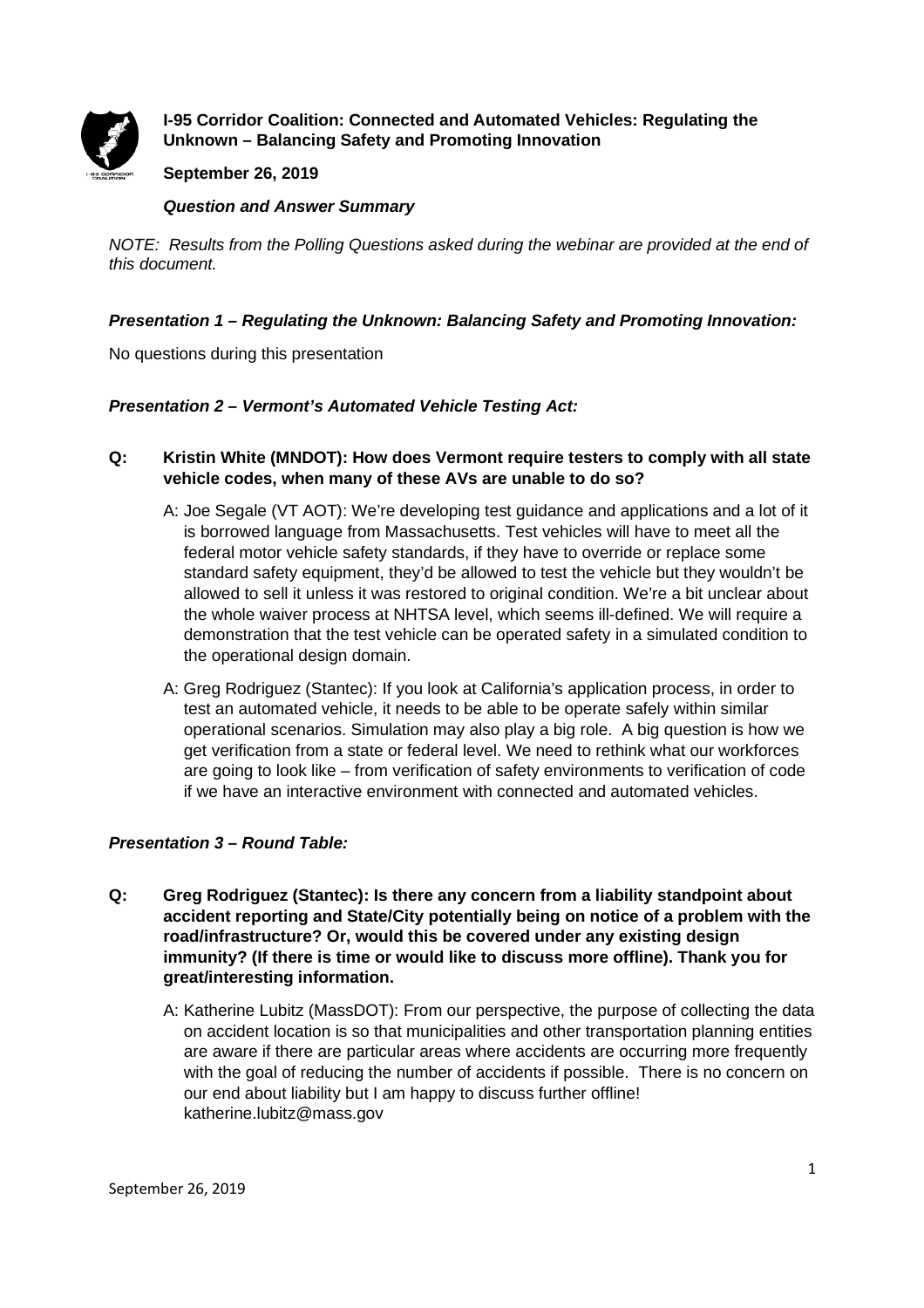**I-95 Corridor Coalition: Connected and Automated Vehicles: Regulating the Unknown – Balancing Safety and Promoting Innovation**

**September 26, 2019**

***Question and Answer Summary***

*NOTE: Results from the Polling Questions asked during the webinar are provided at the end of this document.*

***Presentation 1 – Regulating the Unknown: Balancing Safety and Promoting Innovation:***

No questions during this presentation

***Presentation 2 – Vermont's Automated Vehicle Testing Act:***

**Q: Kristin White (MNDOT): How does Vermont require testers to comply with all state vehicle codes, when many of these AVs are unable to do so?**

A: Joe Segale (VT AOT): We're developing test guidance and applications and a lot of it is borrowed language from Massachusetts. Test vehicles will have to meet all the federal motor vehicle safety standards, if they have to override or replace some standard safety equipment, they'd be allowed to test the vehicle but they wouldn't be allowed to sell it unless it was restored to original condition. We're a bit unclear about the whole waiver process at NHTSA level, which seems ill-defined. We will require a demonstration that the test vehicle can be operated safety in a simulated condition to the operational design domain.

A: Greg Rodriguez (Stantec): If you look at California's application process, in order to test an automated vehicle, it needs to be able to be operate safely within similar operational scenarios. Simulation may also play a big role. A big question is how we get verification from a state or federal level. We need to rethink what our workforces are going to look like – from verification of safety environments to verification of code if we have an interactive environment with connected and automated vehicles.

***Presentation 3 – Round Table:***

**Q: Greg Rodriguez (Stantec): Is there any concern from a liability standpoint about accident reporting and State/City potentially being on notice of a problem with the road/infrastructure? Or, would this be covered under any existing design immunity? (If there is time or would like to discuss more offline). Thank you for great/interesting information.**

A: Katherine Lubitz (MassDOT): From our perspective, the purpose of collecting the data on accident location is so that municipalities and other transportation planning entities are aware if there are particular areas where accidents are occurring more frequently with the goal of reducing the number of accidents if possible. There is no concern on our end about liability but I am happy to discuss further offline! katherine.lubitz@mass.gov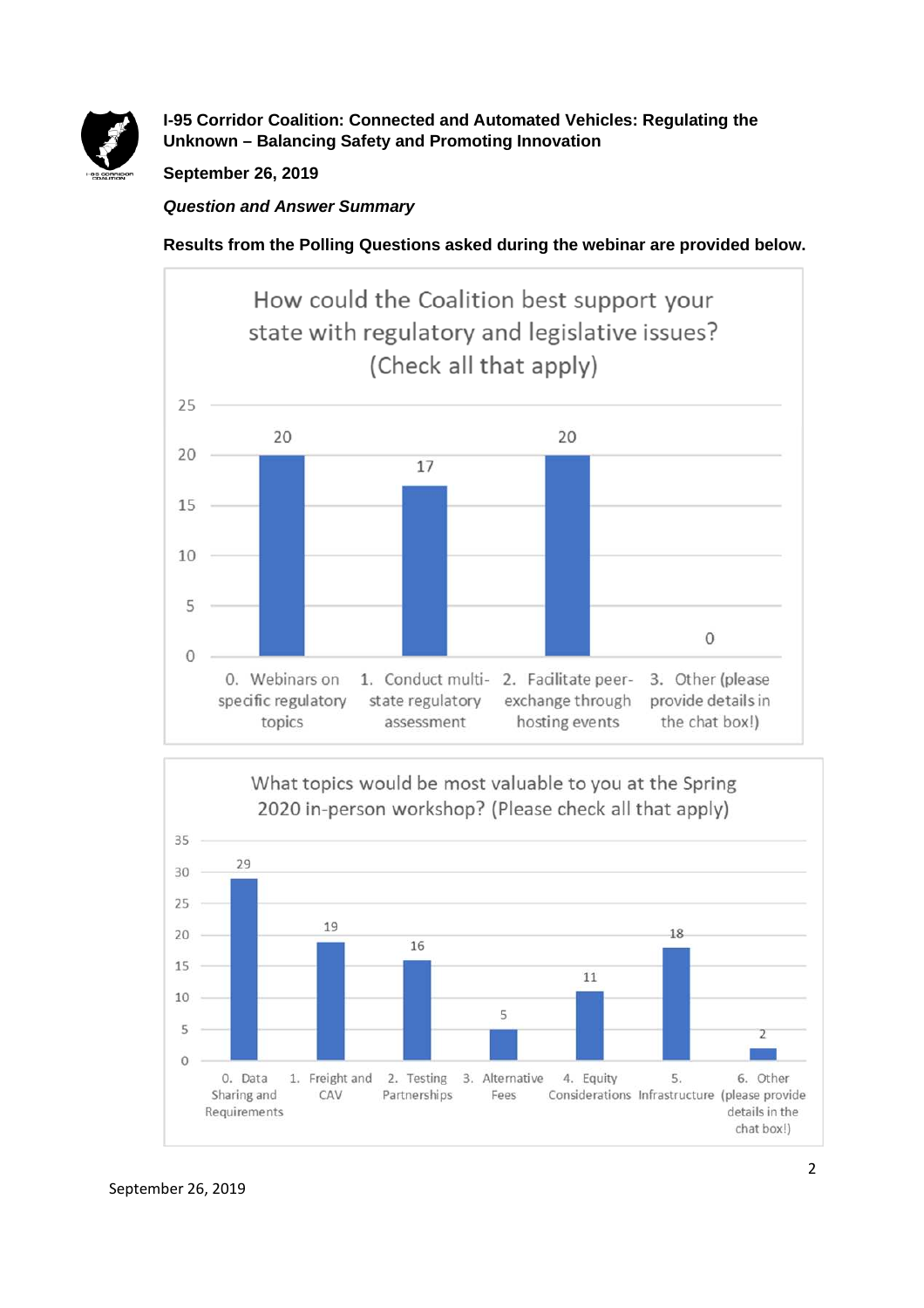**I-95 Corridor Coalition: Connected and Automated Vehicles: Regulating the Unknown – Balancing Safety and Promoting Innovation**

**September 26, 2019**

***Question and Answer Summary***

**Results from the Polling Questions asked during the webinar are provided below.**

How could the Coalition best support your state with regulatory and legislative issues? (Check all that apply)

25
20
15
10
5
0

20
17
20
0

0. Webinars on specific regulatory topics
1. Conduct multi-state regulatory assessment
2. Facilitate peer-exchange through hosting events
3. Other (please provide details in the chat box!)

What topics would be most valuable to you at the Spring 2020 in-person workshop? (Please check all that apply)

35
30
25
20
15
10
5
0

29
19
16
5
11
18
2

0. Data Sharing and Requirements
1. Freight and CAV
2. Testing Partnerships
3. Alternative Fees
4. Equity Considerations
5. Infrastructure
6. Other (please provide details in the chat box!)

September 26, 2019